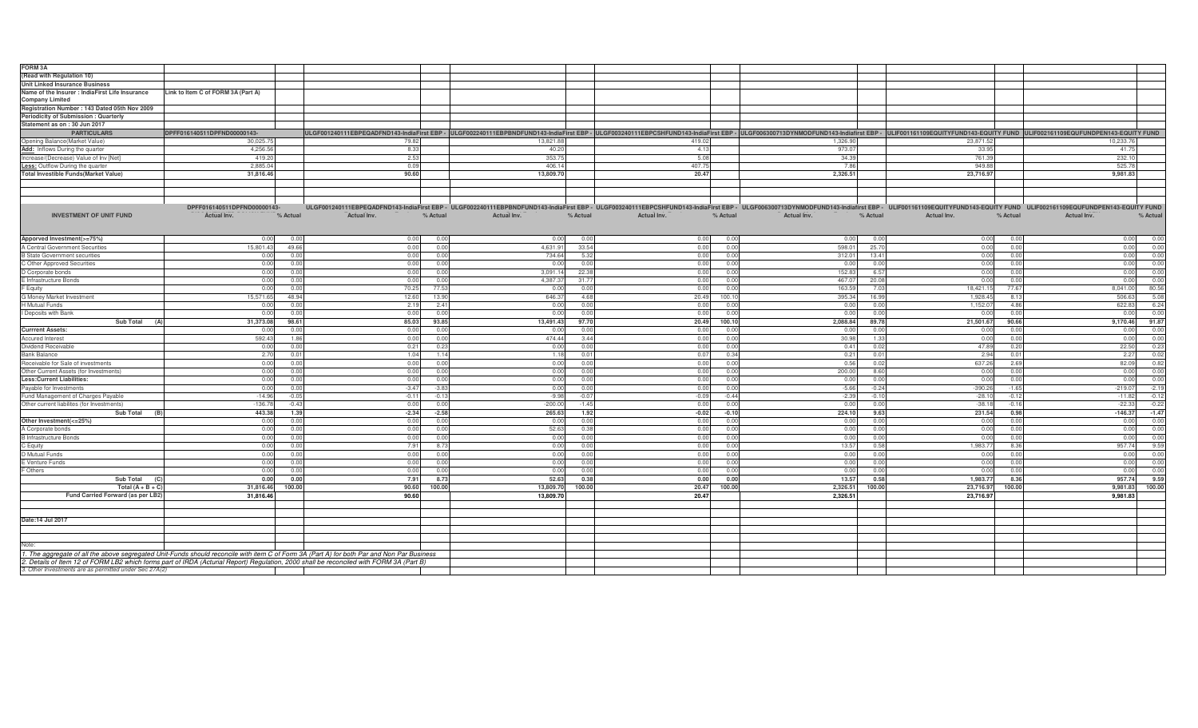**FORM 3A**

**(Read with Regulation 10)**

**Unit Linked Insurance Business**

**Name of the Insurer : IndiaFirst Life Insurance Company Limited** — **Link to Item C of FORM 3A (Part A)**

**Registration Number : 143 Dated 05th Nov 2009**

**Periodicity of Submission : Quarterly**

**Statement as on : 30 Jun 2017**

| PARTICULARS | DPFF016140511DPFND00000143- | ULGF001240111EBPEQADFND143-IndiaFirst EBP - | ULGF002240111EBPBNDFUND143-IndiaFirst EBP - | ULGF003240111EBPCSHFUND143-IndiaFirst EBP - | ULGF006300713DYNMODFUND143-Indiafirst EBP - | ULIF001161109EQUITYFUND143-EQUITY FUND | ULIF002161109EQUFUNDPEN143-EQUITY FUND |
|---|---|---|---|---|---|---|---|
| Opening Balance(Market Value) | 30,025.75 | 79.82 | 13,821.88 | 419.02 | 1,326.90 | 23,871.52 | 10,233.76 |
| **Add:** Inflows During the quarter | 4,256.56 | 8.33 | 40.20 | 4.13 | 973.07 | 33.95 | 41.75 |
| Increase/(Decrease) Value of Inv [Net] | 419.20 | 2.53 | 353.75 | 5.08 | 34.39 | 761.39 | 232.10 |
| **Less:** Outflow During the quarter | 2,885.04 | 0.09 | 406.14 | 407.75 | 7.86 | 949.88 | 525.78 |
| **Total Investible Funds(Market Value)** | **31,816.46** | **90.60** | **13,809.70** | **20.47** | **2,326.51** | **23,716.97** | **9,981.83** |

| INVESTMENT OF UNIT FUND | DPFF016140511DPFND00000143- Actual Inv. | % Actual | ULGF001240111EBPEQADFND143-IndiaFirst EBP - Actual Inv. | % Actual | ULGF002240111EBPBNDFUND143-IndiaFirst EBP - Actual Inv. | % Actual | ULGF003240111EBPCSHFUND143-IndiaFirst EBP - Actual Inv. | % Actual | ULGF006300713DYNMODFUND143-Indiafirst EBP - Actual Inv. | % Actual | ULIF001161109EQUITYFUND143-EQUITY FUND Actual Inv. | % Actual | ULIF002161109EQUFUNDPEN143-EQUITY FUND Actual Inv. | % Actual |
|---|---|---|---|---|---|---|---|---|---|---|---|---|---|---|
| Apporved Investment(>=75%) | 0.00 | 0.00 | 0.00 | 0.00 | 0.00 | 0.00 | 0.00 | 0.00 | 0.00 | 0.00 | 0.00 | 0.00 | 0.00 | 0.00 |
| A Central Government Securities | 15,801.43 | 49.66 | 0.00 | 0.00 | 4,631.91 | 33.54 | 0.00 | 0.00 | 598.01 | 25.70 | 0.00 | 0.00 | 0.00 | 0.00 |
| B State Government securities | 0.00 | 0.00 | 0.00 | 0.00 | 734.64 | 5.32 | 0.00 | 0.00 | 312.01 | 13.41 | 0.00 | 0.00 | 0.00 | 0.00 |
| C Other Approved Securities | 0.00 | 0.00 | 0.00 | 0.00 | 0.00 | 0.00 | 0.00 | 0.00 | 0.00 | 0.00 | 0.00 | 0.00 | 0.00 | 0.00 |
| D Corporate bonds | 0.00 | 0.00 | 0.00 | 0.00 | 3,091.14 | 22.38 | 0.00 | 0.00 | 152.83 | 6.57 | 0.00 | 0.00 | 0.00 | 0.00 |
| E Infrastructure Bonds | 0.00 | 0.00 | 0.00 | 0.00 | 4,387.37 | 31.77 | 0.00 | 0.00 | 467.07 | 20.08 | 0.00 | 0.00 | 0.00 | 0.00 |
| F Equity | 0.00 | 0.00 | 70.25 | 77.53 | 0.00 | 0.00 | 0.00 | 0.00 | 163.59 | 7.03 | 18,421.15 | 77.67 | 8,041.00 | 80.56 |
| G Money Market Investment | 15,571.65 | 48.94 | 12.60 | 13.90 | 646.37 | 4.68 | 20.49 | 100.10 | 395.34 | 16.99 | 1,928.45 | 8.13 | 506.63 | 5.08 |
| H Mutual Funds | 0.00 | 0.00 | 2.19 | 2.41 | 0.00 | 0.00 | 0.00 | 0.00 | 0.00 | 0.00 | 1,152.07 | 4.86 | 622.83 | 6.24 |
| I Deposits with Bank | 0.00 | 0.00 | 0.00 | 0.00 | 0.00 | 0.00 | 0.00 | 0.00 | 0.00 | 0.00 | 0.00 | 0.00 | 0.00 | 0.00 |
| **Sub Total (A)** | **31,373.08** | **98.61** | **85.03** | **93.85** | **13,491.43** | **97.70** | **20.49** | **100.10** | **2,088.84** | **89.78** | **21,501.67** | **90.66** | **9,170.46** | **91.87** |
| **Currrent Assets:** | 0.00 | 0.00 | 0.00 | 0.00 | 0.00 | 0.00 | 0.00 | 0.00 | 0.00 | 0.00 | 0.00 | 0.00 | 0.00 | 0.00 |
| Accured Interest | 592.43 | 1.86 | 0.00 | 0.00 | 474.44 | 3.44 | 0.00 | 0.00 | 30.98 | 1.33 | 0.00 | 0.00 | 0.00 | 0.00 |
| Dividend Receivable | 0.00 | 0.00 | 0.21 | 0.23 | 0.00 | 0.00 | 0.00 | 0.00 | 0.41 | 0.02 | 47.89 | 0.20 | 22.50 | 0.23 |
| Bank Balance | 2.70 | 0.01 | 1.04 | 1.14 | 1.18 | 0.01 | 0.07 | 0.34 | 0.21 | 0.01 | 2.94 | 0.01 | 2.27 | 0.02 |
| Receivable for Sale of investments | 0.00 | 0.00 | 0.00 | 0.00 | 0.00 | 0.00 | 0.00 | 0.00 | 0.56 | 0.02 | 637.26 | 2.69 | 82.09 | 0.82 |
| Other Current Assets (for Investments) | 0.00 | 0.00 | 0.00 | 0.00 | 0.00 | 0.00 | 0.00 | 0.00 | 200.00 | 8.60 | 0.00 | 0.00 | 0.00 | 0.00 |
| **Less:Current Liabilities:** | 0.00 | 0.00 | 0.00 | 0.00 | 0.00 | 0.00 | 0.00 | 0.00 | 0.00 | 0.00 | 0.00 | 0.00 | 0.00 | 0.00 |
| Payable for Investments | 0.00 | 0.00 | -3.47 | -3.83 | 0.00 | 0.00 | 0.00 | 0.00 | -5.66 | -0.24 | -390.26 | -1.65 | -219.07 | -2.19 |
| Fund Management of Charges Payable | -14.96 | -0.05 | -0.11 | -0.13 | -9.98 | -0.07 | -0.09 | -0.44 | -2.39 | -0.10 | -28.10 | -0.12 | -11.82 | -0.12 |
| Other current liabilites (for Investments) | -136.78 | -0.43 | 0.00 | 0.00 | -200.00 | -1.45 | 0.00 | 0.00 | 0.00 | 0.00 | -38.18 | -0.16 | -22.33 | -0.22 |
| **Sub Total (B)** | **443.38** | **1.39** | **-2.34** | **-2.58** | **265.63** | **1.92** | **-0.02** | **-0.10** | **224.10** | **9.63** | **231.54** | **0.98** | **-146.37** | **-1.47** |
| **Other Investment(<=25%)** | 0.00 | 0.00 | 0.00 | 0.00 | 0.00 | 0.00 | 0.00 | 0.00 | 0.00 | 0.00 | 0.00 | 0.00 | 0.00 | 0.00 |
| A Corporate bonds | 0.00 | 0.00 | 0.00 | 0.00 | 52.63 | 0.38 | 0.00 | 0.00 | 0.00 | 0.00 | 0.00 | 0.00 | 0.00 | 0.00 |
| B Infrastructure Bonds | 0.00 | 0.00 | 0.00 | 0.00 | 0.00 | 0.00 | 0.00 | 0.00 | 0.00 | 0.00 | 0.00 | 0.00 | 0.00 | 0.00 |
| C Equity | 0.00 | 0.00 | 7.91 | 8.73 | 0.00 | 0.00 | 0.00 | 0.00 | 13.57 | 0.58 | 1,983.77 | 8.36 | 957.74 | 9.59 |
| D Mutual Funds | 0.00 | 0.00 | 0.00 | 0.00 | 0.00 | 0.00 | 0.00 | 0.00 | 0.00 | 0.00 | 0.00 | 0.00 | 0.00 | 0.00 |
| E Venture Funds | 0.00 | 0.00 | 0.00 | 0.00 | 0.00 | 0.00 | 0.00 | 0.00 | 0.00 | 0.00 | 0.00 | 0.00 | 0.00 | 0.00 |
| F Others | 0.00 | 0.00 | 0.00 | 0.00 | 0.00 | 0.00 | 0.00 | 0.00 | 0.00 | 0.00 | 0.00 | 0.00 | 0.00 | 0.00 |
| **Sub Total (C)** | **0.00** | **0.00** | **7.91** | **8.73** | **52.63** | **0.38** | **0.00** | **0.00** | **13.57** | **0.58** | **1,983.77** | **8.36** | **957.74** | **9.59** |
| **Total (A + B + C)** | **31,816.46** | **100.00** | **90.60** | **100.00** | **13,809.70** | **100.00** | **20.47** | **100.00** | **2,326.51** | **100.00** | **23,716.97** | **100.00** | **9,981.83** | **100.00** |
| **Fund Carried Forward (as per LB2)** | **31,816.46** | | **90.60** | | **13,809.70** | | **20.47** | | **2,326.51** | | **23,716.97** | | **9,981.83** | |

**Date:14 Jul 2017**

Note:

*1. The aggregate of all the above segregated Unit-Funds should reconcile with item C of Form 3A (Part A) for both Par and Non Par Business*

*2. Details of Item 12 of FORM LB2 which forms part of IRDA (Acturial Report) Regulation, 2000 shall be reconciled with FORM 3A (Part B)*

*3. Other investments are as permitted under Sec 27A(2)*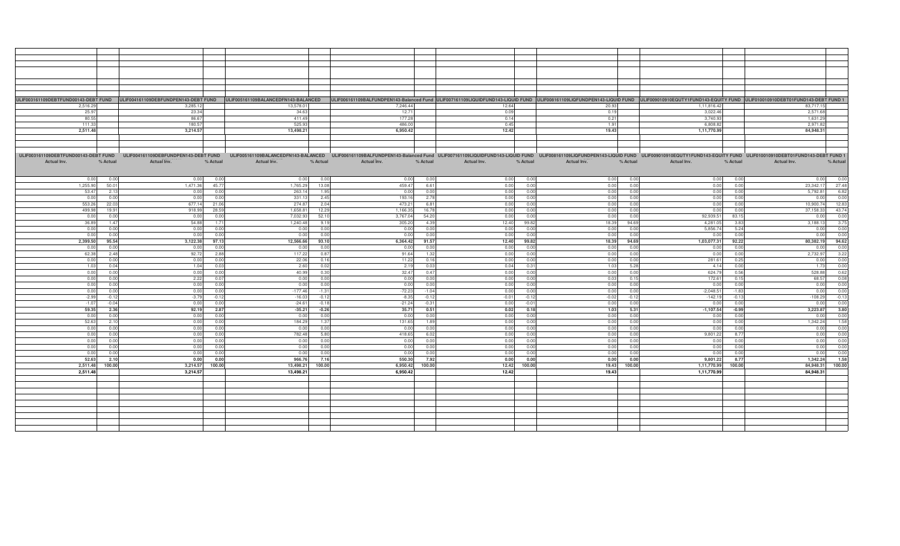| ULIF003161109DEBTFUND00143-DEBT FUND | | ULIF004161109DEBFUNDPEN143-DEBT FUND | | ULIF005161109BALANCEDFN143-BALANCED | | ULIF006161109BALFUNDPEN143-Balanced Fund | | ULIF007161109LIQUIDFUND143-LIQUID FUND | | ULIF008161109LIQFUNDPEN143-LIQUID FUND | | ULIF009010910EQUTY1FUND143-EQUITY FUND | | ULIF010010910DEBT01FUND143-DEBT FUND 1 | |
|---|---|---|---|---|---|---|---|---|---|---|---|---|---|---|---|
| 2,516.29 | | 3,285.12 | | 13,578.01 | | 7,246.44 | | 12.64 | | 20.93 | | 1,11,816.42 | | 83,717.15 | |
| 25.97 | | 23.34 | | 34.63 | | 12.71 | | 0.09 | | 0.19 | | 3,022.46 | | 2,571.68 | |
| 80.55 | | 86.67 | | 411.49 | | 177.28 | | 0.14 | | 0.21 | | 3,740.93 | | 1,631.29 | |
| 111.33 | | 180.57 | | 525.93 | | 486.00 | | 0.45 | | 1.91 | | 6,808.82 | | 2,971.82 | |
| **2,511.48** | | **3,214.57** | | **13,498.21** | | **6,950.42** | | **12.42** | | **19.43** | | **1,11,770.99** | | **84,948.31** | |

| ULIF003161109DEBTFUND00143-DEBT FUND | | ULIF004161109DEBFUNDPEN143-DEBT FUND | | ULIF005161109BALANCEDFN143-BALANCED | | ULIF006161109BALFUNDPEN143-Balanced Fund | | ULIF007161109LIQUIDFUND143-LIQUID FUND | | ULIF008161109LIQFUNDPEN143-LIQUID FUND | | ULIF009010910EQUTY1FUND143-EQUITY FUND | | ULIF010010910DEBT01FUND143-DEBT FUND 1 | |
|---|---|---|---|---|---|---|---|---|---|---|---|---|---|---|---|
| Actual Inv. | % Actual | Actual Inv. | % Actual | Actual Inv. | % Actual | Actual Inv. | % Actual | Actual Inv. | % Actual | Actual Inv. | % Actual | Actual Inv. | % Actual | Actual Inv. | % Actual |
| 0.00 | 0.00 | 0.00 | 0.00 | 0.00 | 0.00 | 0.00 | 0.00 | 0.00 | 0.00 | 0.00 | 0.00 | 0.00 | 0.00 | 0.00 | 0.00 |
| 1,255.90 | 50.01 | 1,471.36 | 45.77 | 1,765.29 | 13.08 | 459.47 | 6.61 | 0.00 | 0.00 | 0.00 | 0.00 | 0.00 | 0.00 | 23,342.17 | 27.48 |
| 53.47 | 2.13 | 0.00 | 0.00 | 263.14 | 1.95 | 0.00 | 0.00 | 0.00 | 0.00 | 0.00 | 0.00 | 0.00 | 0.00 | 5,792.81 | 6.82 |
| 0.00 | 0.00 | 0.00 | 0.00 | 331.13 | 2.45 | 193.16 | 2.78 | 0.00 | 0.00 | 0.00 | 0.00 | 0.00 | 0.00 | 0.00 | 0.00 |
| 553.26 | 22.03 | 677.14 | 21.06 | 274.87 | 2.04 | 473.21 | 6.81 | 0.00 | 0.00 | 0.00 | 0.00 | 0.00 | 0.00 | 10,900.74 | 12.83 |
| 499.98 | 19.91 | 918.99 | 28.59 | 1,658.81 | 12.29 | 1,166.35 | 16.78 | 0.00 | 0.00 | 0.00 | 0.00 | 0.00 | 0.00 | 37,158.33 | 43.74 |
| 0.00 | 0.00 | 0.00 | 0.00 | 7,032.93 | 52.10 | 3,767.04 | 54.20 | 0.00 | 0.00 | 0.00 | 0.00 | 92,939.51 | 83.15 | 0.00 | 0.00 |
| 36.89 | 1.47 | 54.88 | 1.71 | 1,240.48 | 9.19 | 305.20 | 4.39 | 12.40 | 99.82 | 18.39 | 94.69 | 4,281.05 | 3.83 | 3,188.13 | 3.75 |
| 0.00 | 0.00 | 0.00 | 0.00 | 0.00 | 0.00 | 0.00 | 0.00 | 0.00 | 0.00 | 0.00 | 0.00 | 5,856.74 | 5.24 | 0.00 | 0.00 |
| 0.00 | 0.00 | 0.00 | 0.00 | 0.00 | 0.00 | 0.00 | 0.00 | 0.00 | 0.00 | 0.00 | 0.00 | 0.00 | 0.00 | 0.00 | 0.00 |
| **2,399.50** | **95.54** | **3,122.38** | **97.13** | **12,566.66** | **93.10** | **6,364.42** | **91.57** | **12.40** | **99.82** | **18.39** | **94.69** | **1,03,077.31** | **92.22** | **80,382.19** | **94.62** |
| 0.00 | 0.00 | 0.00 | 0.00 | 0.00 | 0.00 | 0.00 | 0.00 | 0.00 | 0.00 | 0.00 | 0.00 | 0.00 | 0.00 | 0.00 | 0.00 |
| 62.38 | 2.48 | 92.72 | 2.88 | 117.22 | 0.87 | 91.64 | 1.32 | 0.00 | 0.00 | 0.00 | 0.00 | 0.00 | 0.00 | 2,732.97 | 3.22 |
| 0.00 | 0.00 | 0.00 | 0.00 | 22.06 | 0.16 | 11.22 | 0.16 | 0.00 | 0.00 | 0.00 | 0.00 | 281.61 | 0.25 | 0.00 | 0.00 |
| 1.03 | 0.04 | 1.04 | 0.03 | 2.60 | 0.02 | 2.19 | 0.03 | 0.04 | 0.31 | 1.03 | 5.28 | 4.14 | 0.00 | 1.73 | 0.00 |
| 0.00 | 0.00 | 0.00 | 0.00 | 40.99 | 0.30 | 32.47 | 0.47 | 0.00 | 0.00 | 0.00 | 0.00 | 624.79 | 0.56 | 528.88 | 0.62 |
| 0.00 | 0.00 | 2.22 | 0.07 | 0.00 | 0.00 | 0.00 | 0.00 | 0.00 | 0.00 | 0.03 | 0.15 | 172.61 | 0.15 | 68.57 | 0.08 |
| 0.00 | 0.00 | 0.00 | 0.00 | 0.00 | 0.00 | 0.00 | 0.00 | 0.00 | 0.00 | 0.00 | 0.00 | 0.00 | 0.00 | 0.00 | 0.00 |
| 0.00 | 0.00 | 0.00 | 0.00 | -177.46 | -1.31 | -72.23 | -1.04 | 0.00 | 0.00 | 0.00 | 0.00 | -2,048.51 | -1.83 | 0.00 | 0.00 |
| -2.99 | -0.12 | -3.79 | -0.12 | -16.03 | -0.12 | -8.35 | -0.12 | -0.01 | -0.12 | -0.02 | -0.12 | -142.19 | -0.13 | -108.29 | -0.13 |
| -1.07 | -0.04 | 0.00 | 0.00 | -24.61 | -0.18 | -21.24 | -0.31 | 0.00 | -0.01 | 0.00 | 0.00 | 0.00 | 0.00 | 0.00 | 0.00 |
| **59.35** | **2.36** | **92.19** | **2.87** | **-35.21** | **-0.26** | **35.71** | **0.51** | **0.02** | **0.18** | **1.03** | **5.31** | **-1,107.54** | **-0.99** | **3,223.87** | **3.80** |
| 0.00 | 0.00 | 0.00 | 0.00 | 0.00 | 0.00 | 0.00 | 0.00 | 0.00 | 0.00 | 0.00 | 0.00 | 0.00 | 0.00 | 0.00 | 0.00 |
| 52.63 | 2.10 | 0.00 | 0.00 | 184.29 | 1.37 | 131.65 | 1.89 | 0.00 | 0.00 | 0.00 | 0.00 | 0.00 | 0.00 | 1,342.24 | 1.58 |
| 0.00 | 0.00 | 0.00 | 0.00 | 0.00 | 0.00 | 0.00 | 0.00 | 0.00 | 0.00 | 0.00 | 0.00 | 0.00 | 0.00 | 0.00 | 0.00 |
| 0.00 | 0.00 | 0.00 | 0.00 | 782.48 | 5.80 | 418.65 | 6.02 | 0.00 | 0.00 | 0.00 | 0.00 | 9,801.22 | 8.77 | 0.00 | 0.00 |
| 0.00 | 0.00 | 0.00 | 0.00 | 0.00 | 0.00 | 0.00 | 0.00 | 0.00 | 0.00 | 0.00 | 0.00 | 0.00 | 0.00 | 0.00 | 0.00 |
| 0.00 | 0.00 | 0.00 | 0.00 | 0.00 | 0.00 | 0.00 | 0.00 | 0.00 | 0.00 | 0.00 | 0.00 | 0.00 | 0.00 | 0.00 | 0.00 |
| 0.00 | 0.00 | 0.00 | 0.00 | 0.00 | 0.00 | 0.00 | 0.00 | 0.00 | 0.00 | 0.00 | 0.00 | 0.00 | 0.00 | 0.00 | 0.00 |
| **52.63** | **2.10** | **0.00** | **0.00** | **966.76** | **7.16** | **550.30** | **7.92** | **0.00** | **0.00** | **0.00** | **0.00** | **9,801.22** | **8.77** | **1,342.24** | **1.58** |
| **2,511.48** | **100.00** | **3,214.57** | **100.00** | **13,498.21** | **100.00** | **6,950.42** | **100.00** | **12.42** | **100.00** | **19.43** | **100.00** | **1,11,770.99** | **100.00** | **84,948.31** | **100.00** |
| **2,511.48** | | **3,214.57** | | **13,498.21** | | **6,950.42** | | **12.42** | | **19.43** | | **1,11,770.99** | | **84,948.31** | |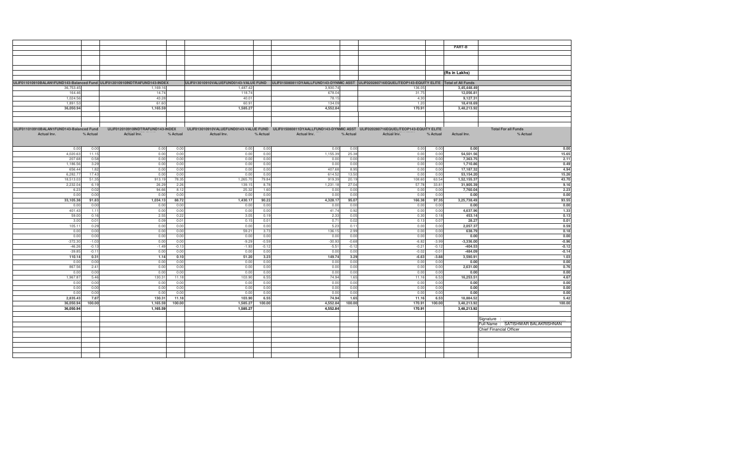PART-B

(Rs in Lakhs)

| ULIF011010910BALAN1FUND143-Balanced Fund | ULIF012010910INDTRAFUND143-INDEX | ULIF013010910VALUEFUND0143-VALUE FUND | ULIF015080811DYAALLFUND143-DYNMIC ASST | ULIF020280716EQUELITEOP143-EQUITY ELITE | Total of All Funds |
|---|---|---|---|---|---|
| 36,753.45 | 1,169.16 | 1,487.42 | 3,930.74 | 136.05 | 3,45,448.49 |
| 164.46 | 14.74 | 118.74 | 678.04 | 31.75 | 12,056.81 |
| 1,024.56 | 43.28 | 40.01 | 78.15 | 4.30 | 9,127.31 |
| 1,891.53 | 61.60 | 60.91 | 134.09 | 1.20 | 18,418.69 |
| **36,050.94** | **1,165.59** | **1,585.27** | **4,552.84** | **170.91** | **3,48,213.92** |

| ULIF011010910BALAN1FUND143-Balanced Fund | | ULIF012010910INDTRAFUND143-INDEX | | ULIF013010910VALUEFUND0143-VALUE FUND | | ULIF015080811DYAALLFUND143-DYNMIC ASST | | ULIF020280716EQUELITEOP143-EQUITY ELITE | | Total For all Funds | |
|---|---|---|---|---|---|---|---|---|---|---|---|
| Actual Inv. | % Actual | Actual Inv. | % Actual | Actual Inv. | % Actual | Actual Inv. | % Actual | Actual Inv. | % Actual | Actual Inv. | % Actual |
| 0.00 | 0.00 | 0.00 | 0.00 | 0.00 | 0.00 | 0.00 | 0.00 | 0.00 | 0.00 | **0.00** | **0.00** |
| 4,020.63 | 11.15 | 0.00 | 0.00 | 0.00 | 0.00 | 1,155.39 | 25.38 | 0.00 | 0.00 | **54,501.56** | **15.65** |
| 207.68 | 0.58 | 0.00 | 0.00 | 0.00 | 0.00 | 0.00 | 0.00 | 0.00 | 0.00 | **7,363.75** | **2.11** |
| 1,186.56 | 3.29 | 0.00 | 0.00 | 0.00 | 0.00 | 0.00 | 0.00 | 0.00 | 0.00 | **1,710.86** | **0.49** |
| 656.44 | 1.82 | 0.00 | 0.00 | 0.00 | 0.00 | 407.68 | 8.95 | 0.00 | 0.00 | **17,187.32** | **4.94** |
| 6,282.77 | 17.43 | 0.00 | 0.00 | 0.00 | 0.00 | 614.52 | 13.50 | 0.00 | 0.00 | **53,154.20** | **15.26** |
| 18,513.03 | 51.35 | 913.19 | 78.35 | 1,265.70 | 79.84 | 919.39 | 20.19 | 108.60 | 63.54 | **1,52,155.37** | **43.70** |
| 2,232.04 | 6.19 | 26.29 | 2.26 | 139.15 | 8.78 | 1,231.18 | 27.04 | 57.78 | 33.81 | **31,905.39** | **9.16** |
| 6.23 | 0.02 | 94.66 | 8.12 | 25.32 | 1.60 | 0.00 | 0.00 | 0.00 | 0.00 | **7,760.04** | **2.23** |
| 0.00 | 0.00 | 0.00 | 0.00 | 0.00 | 0.00 | 0.00 | 0.00 | 0.00 | 0.00 | **0.00** | **0.00** |
| **33,105.38** | **91.83** | **1,034.13** | **88.72** | **1,430.17** | **90.22** | **4,328.17** | **95.07** | **166.38** | **97.35** | **3,25,738.49** | **93.55** |
| 0.00 | 0.00 | 0.00 | 0.00 | 0.00 | 0.00 | 0.00 | 0.00 | 0.00 | 0.00 | **0.00** | **0.00** |
| 401.43 | 1.11 | 0.00 | 0.00 | 0.00 | 0.00 | 41.74 | 0.92 | 0.00 | 0.00 | **4,637.96** | **1.33** |
| 59.00 | 0.16 | 2.55 | 0.22 | 3.05 | 0.19 | 2.33 | 0.05 | 0.30 | 0.18 | **453.14** | **0.13** |
| 3.00 | 0.01 | 0.09 | 0.01 | 0.15 | 0.01 | 0.71 | 0.02 | 0.13 | 0.07 | **28.27** | **0.01** |
| 105.11 | 0.29 | 0.00 | 0.00 | 0.00 | 0.00 | 5.23 | 0.11 | 0.00 | 0.00 | **2,057.37** | **0.59** |
| 0.00 | 0.00 | 0.00 | 0.00 | 59.21 | 3.73 | 136.15 | 2.99 | 0.00 | 0.00 | **638.79** | **0.18** |
| 0.00 | 0.00 | 0.00 | 0.00 | 0.00 | 0.00 | 0.00 | 0.00 | 0.00 | 0.00 | **0.00** | **0.00** |
| -372.30 | -1.03 | 0.00 | 0.00 | -9.29 | -0.59 | -30.93 | -0.68 | -6.82 | -3.99 | **-3,336.00** | **-0.96** |
| -46.26 | -0.13 | -1.49 | -0.13 | -1.93 | -0.12 | -5.51 | -0.12 | -0.21 | -0.12 | **-404.53** | **-0.12** |
| -39.85 | -0.11 | 0.00 | 0.00 | 0.00 | 0.00 | 0.00 | 0.00 | -0.02 | -0.01 | **-484.09** | **-0.14** |
| **110.14** | **0.31** | **1.14** | **0.10** | **51.20** | **3.23** | **149.74** | **3.29** | **-6.63** | **-3.88** | **3,590.91** | **1.03** |
| 0.00 | 0.00 | 0.00 | 0.00 | 0.00 | 0.00 | 0.00 | 0.00 | 0.00 | 0.00 | **0.00** | **0.00** |
| 867.56 | 2.41 | 0.00 | 0.00 | 0.00 | 0.00 | 0.00 | 0.00 | 0.00 | 0.00 | **2,631.00** | **0.76** |
| 0.00 | 0.00 | 0.00 | 0.00 | 0.00 | 0.00 | 0.00 | 0.00 | 0.00 | 0.00 | **0.00** | **0.00** |
| 1,967.87 | 5.46 | 130.31 | 11.18 | 103.90 | 6.55 | 74.94 | 1.65 | 11.16 | 6.53 | **16,253.51** | **4.67** |
| 0.00 | 0.00 | 0.00 | 0.00 | 0.00 | 0.00 | 0.00 | 0.00 | 0.00 | 0.00 | **0.00** | **0.00** |
| 0.00 | 0.00 | 0.00 | 0.00 | 0.00 | 0.00 | 0.00 | 0.00 | 0.00 | 0.00 | **0.00** | **0.00** |
| 0.00 | 0.00 | 0.00 | 0.00 | 0.00 | 0.00 | 0.00 | 0.00 | 0.00 | 0.00 | **0.00** | **0.00** |
| **2,835.43** | **7.87** | **130.31** | **11.18** | **103.90** | **6.55** | **74.94** | **1.65** | **11.16** | **6.53** | **18,884.52** | **5.42** |
| **36,050.94** | **100.00** | **1,165.59** | **100.00** | **1,585.27** | **100.00** | **4,552.84** | **100.00** | **170.91** | **100.00** | **3,48,213.92** | **100.00** |
| **36,050.94** | | **1,165.59** | | **1,585.27** | | **4,552.84** | | **170.91** | | **3,48,213.92** | |

Signature : ____________________

Full Name : SATISHWAR BALAKRISHNAN

Chief Financial Officer